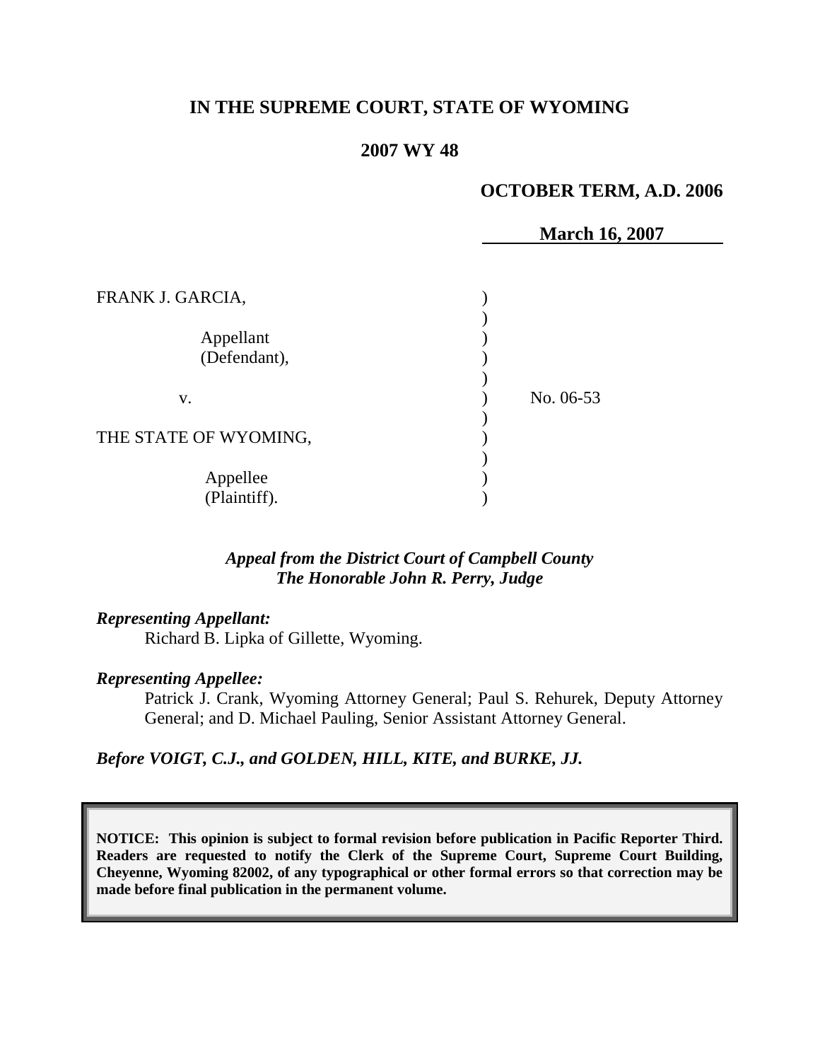**IN THE SUPREME COURT, STATE OF WYOMING**

**2007 WY 48**

**OCTOBER TERM, A.D. 2006**

**March 16, 2007**

FRANK J. GARCIA,

Appellant
(Defendant),

v.

THE STATE OF WYOMING,

Appellee
(Plaintiff).

No. 06-53

***Appeal from the District Court of Campbell County***
***The Honorable John R. Perry, Judge***

***Representing Appellant:***

Richard B. Lipka of Gillette, Wyoming.

***Representing Appellee:***

Patrick J. Crank, Wyoming Attorney General; Paul S. Rehurek, Deputy Attorney General; and D. Michael Pauling, Senior Assistant Attorney General.

***Before VOIGT, C.J., and GOLDEN, HILL, KITE, and BURKE, JJ.***

**NOTICE: This opinion is subject to formal revision before publication in Pacific Reporter Third. Readers are requested to notify the Clerk of the Supreme Court, Supreme Court Building, Cheyenne, Wyoming 82002, of any typographical or other formal errors so that correction may be made before final publication in the permanent volume.**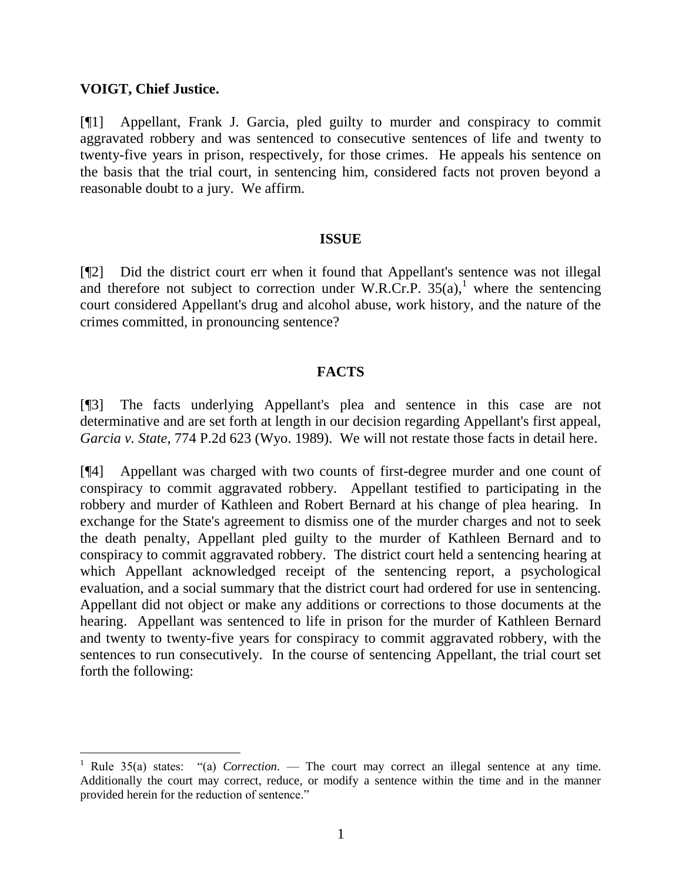**VOIGT, Chief Justice.**

[¶1] Appellant, Frank J. Garcia, pled guilty to murder and conspiracy to commit aggravated robbery and was sentenced to consecutive sentences of life and twenty to twenty-five years in prison, respectively, for those crimes. He appeals his sentence on the basis that the trial court, in sentencing him, considered facts not proven beyond a reasonable doubt to a jury. We affirm.

## ISSUE

[¶2] Did the district court err when it found that Appellant's sentence was not illegal and therefore not subject to correction under W.R.Cr.P. 35(a),[1] where the sentencing court considered Appellant's drug and alcohol abuse, work history, and the nature of the crimes committed, in pronouncing sentence?

## FACTS

[¶3] The facts underlying Appellant's plea and sentence in this case are not determinative and are set forth at length in our decision regarding Appellant's first appeal, *Garcia v. State*, 774 P.2d 623 (Wyo. 1989). We will not restate those facts in detail here.

[¶4] Appellant was charged with two counts of first-degree murder and one count of conspiracy to commit aggravated robbery. Appellant testified to participating in the robbery and murder of Kathleen and Robert Bernard at his change of plea hearing. In exchange for the State's agreement to dismiss one of the murder charges and not to seek the death penalty, Appellant pled guilty to the murder of Kathleen Bernard and to conspiracy to commit aggravated robbery. The district court held a sentencing hearing at which Appellant acknowledged receipt of the sentencing report, a psychological evaluation, and a social summary that the district court had ordered for use in sentencing. Appellant did not object or make any additions or corrections to those documents at the hearing. Appellant was sentenced to life in prison for the murder of Kathleen Bernard and twenty to twenty-five years for conspiracy to commit aggravated robbery, with the sentences to run consecutively. In the course of sentencing Appellant, the trial court set forth the following:

---

[1] Rule 35(a) states: "(a) *Correction*. — The court may correct an illegal sentence at any time. Additionally the court may correct, reduce, or modify a sentence within the time and in the manner provided herein for the reduction of sentence."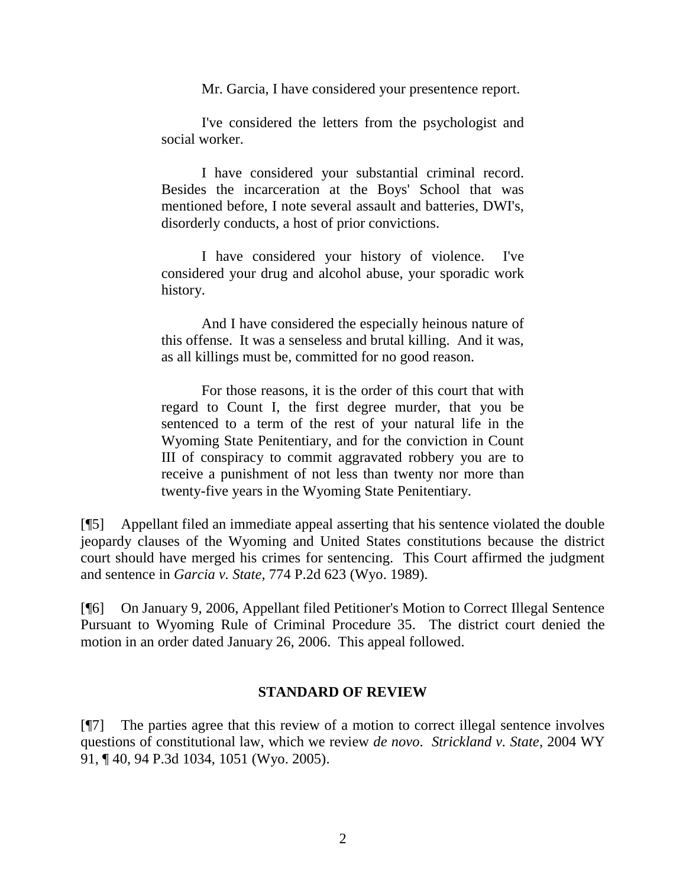> Mr. Garcia, I have considered your presentence report.
>
> I've considered the letters from the psychologist and social worker.
>
> I have considered your substantial criminal record. Besides the incarceration at the Boys' School that was mentioned before, I note several assault and batteries, DWI's, disorderly conducts, a host of prior convictions.
>
> I have considered your history of violence. I've considered your drug and alcohol abuse, your sporadic work history.
>
> And I have considered the especially heinous nature of this offense. It was a senseless and brutal killing. And it was, as all killings must be, committed for no good reason.
>
> For those reasons, it is the order of this court that with regard to Count I, the first degree murder, that you be sentenced to a term of the rest of your natural life in the Wyoming State Penitentiary, and for the conviction in Count III of conspiracy to commit aggravated robbery you are to receive a punishment of not less than twenty nor more than twenty-five years in the Wyoming State Penitentiary.

[¶5] Appellant filed an immediate appeal asserting that his sentence violated the double jeopardy clauses of the Wyoming and United States constitutions because the district court should have merged his crimes for sentencing. This Court affirmed the judgment and sentence in *Garcia v. State*, 774 P.2d 623 (Wyo. 1989).

[¶6] On January 9, 2006, Appellant filed Petitioner's Motion to Correct Illegal Sentence Pursuant to Wyoming Rule of Criminal Procedure 35. The district court denied the motion in an order dated January 26, 2006. This appeal followed.

## STANDARD OF REVIEW

[¶7] The parties agree that this review of a motion to correct illegal sentence involves questions of constitutional law, which we review *de novo*. *Strickland v. State*, 2004 WY 91, ¶ 40, 94 P.3d 1034, 1051 (Wyo. 2005).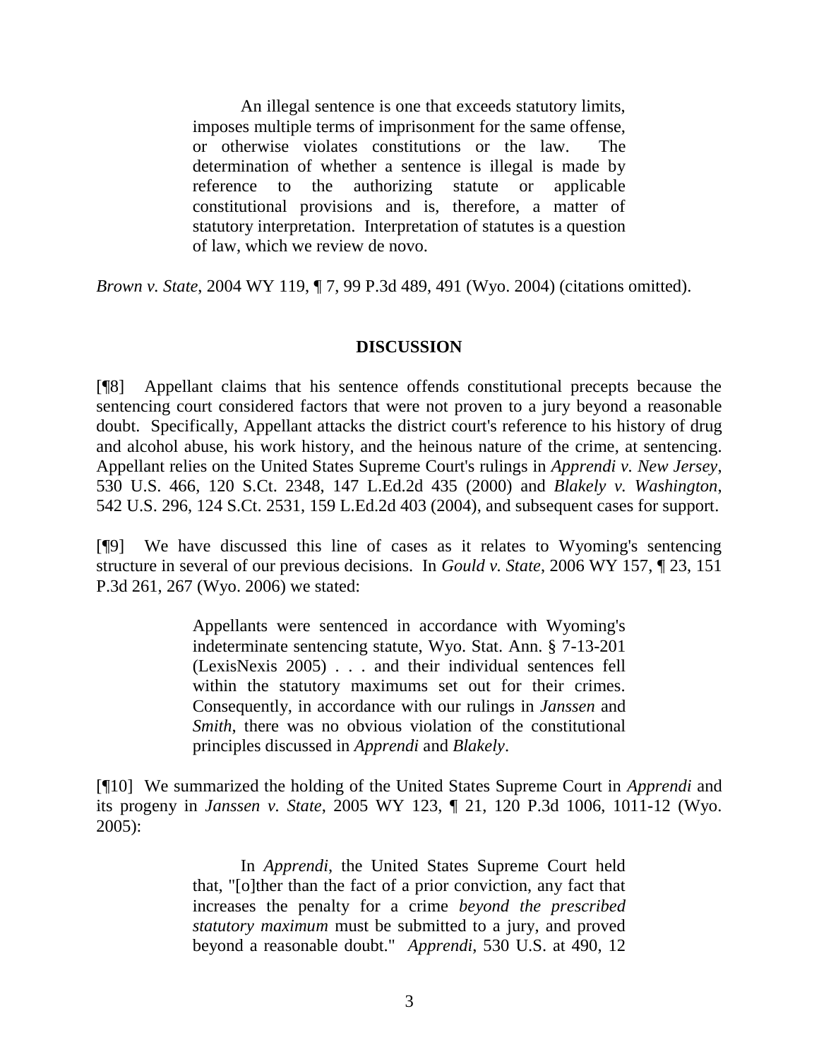> An illegal sentence is one that exceeds statutory limits, imposes multiple terms of imprisonment for the same offense, or otherwise violates constitutions or the law. The determination of whether a sentence is illegal is made by reference to the authorizing statute or applicable constitutional provisions and is, therefore, a matter of statutory interpretation. Interpretation of statutes is a question of law, which we review de novo.

*Brown v. State*, 2004 WY 119, ¶ 7, 99 P.3d 489, 491 (Wyo. 2004) (citations omitted).

## DISCUSSION

[¶8] Appellant claims that his sentence offends constitutional precepts because the sentencing court considered factors that were not proven to a jury beyond a reasonable doubt. Specifically, Appellant attacks the district court's reference to his history of drug and alcohol abuse, his work history, and the heinous nature of the crime, at sentencing. Appellant relies on the United States Supreme Court's rulings in *Apprendi v. New Jersey*, 530 U.S. 466, 120 S.Ct. 2348, 147 L.Ed.2d 435 (2000) and *Blakely v. Washington*, 542 U.S. 296, 124 S.Ct. 2531, 159 L.Ed.2d 403 (2004), and subsequent cases for support.

[¶9] We have discussed this line of cases as it relates to Wyoming's sentencing structure in several of our previous decisions. In *Gould v. State*, 2006 WY 157, ¶ 23, 151 P.3d 261, 267 (Wyo. 2006) we stated:

> Appellants were sentenced in accordance with Wyoming's indeterminate sentencing statute, Wyo. Stat. Ann. § 7-13-201 (LexisNexis 2005) . . . and their individual sentences fell within the statutory maximums set out for their crimes. Consequently, in accordance with our rulings in *Janssen* and *Smith*, there was no obvious violation of the constitutional principles discussed in *Apprendi* and *Blakely*.

[¶10] We summarized the holding of the United States Supreme Court in *Apprendi* and its progeny in *Janssen v. State*, 2005 WY 123, ¶ 21, 120 P.3d 1006, 1011-12 (Wyo. 2005):

> In *Apprendi*, the United States Supreme Court held that, "[o]ther than the fact of a prior conviction, any fact that increases the penalty for a crime *beyond the prescribed statutory maximum* must be submitted to a jury, and proved beyond a reasonable doubt." *Apprendi*, 530 U.S. at 490, 12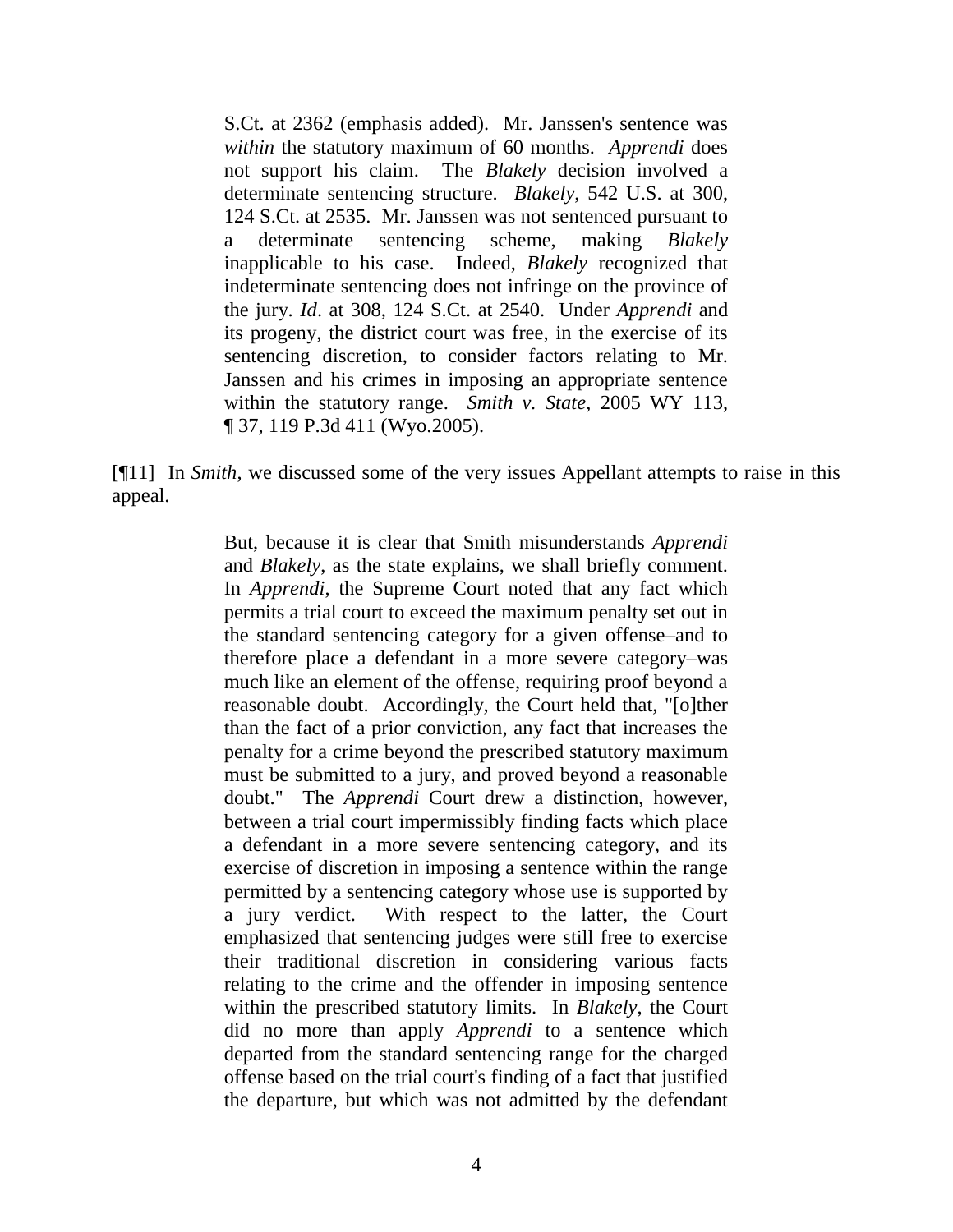> S.Ct. at 2362 (emphasis added). Mr. Janssen's sentence was *within* the statutory maximum of 60 months. *Apprendi* does not support his claim. The *Blakely* decision involved a determinate sentencing structure. *Blakely*, 542 U.S. at 300, 124 S.Ct. at 2535. Mr. Janssen was not sentenced pursuant to a determinate sentencing scheme, making *Blakely* inapplicable to his case. Indeed, *Blakely* recognized that indeterminate sentencing does not infringe on the province of the jury. *Id*. at 308, 124 S.Ct. at 2540. Under *Apprendi* and its progeny, the district court was free, in the exercise of its sentencing discretion, to consider factors relating to Mr. Janssen and his crimes in imposing an appropriate sentence within the statutory range. *Smith v. State*, 2005 WY 113, ¶ 37, 119 P.3d 411 (Wyo.2005).

[¶11] In *Smith*, we discussed some of the very issues Appellant attempts to raise in this appeal.

> But, because it is clear that Smith misunderstands *Apprendi* and *Blakely*, as the state explains, we shall briefly comment. In *Apprendi*, the Supreme Court noted that any fact which permits a trial court to exceed the maximum penalty set out in the standard sentencing category for a given offense–and to therefore place a defendant in a more severe category–was much like an element of the offense, requiring proof beyond a reasonable doubt. Accordingly, the Court held that, "[o]ther than the fact of a prior conviction, any fact that increases the penalty for a crime beyond the prescribed statutory maximum must be submitted to a jury, and proved beyond a reasonable doubt." The *Apprendi* Court drew a distinction, however, between a trial court impermissibly finding facts which place a defendant in a more severe sentencing category, and its exercise of discretion in imposing a sentence within the range permitted by a sentencing category whose use is supported by a jury verdict. With respect to the latter, the Court emphasized that sentencing judges were still free to exercise their traditional discretion in considering various facts relating to the crime and the offender in imposing sentence within the prescribed statutory limits. In *Blakely*, the Court did no more than apply *Apprendi* to a sentence which departed from the standard sentencing range for the charged offense based on the trial court's finding of a fact that justified the departure, but which was not admitted by the defendant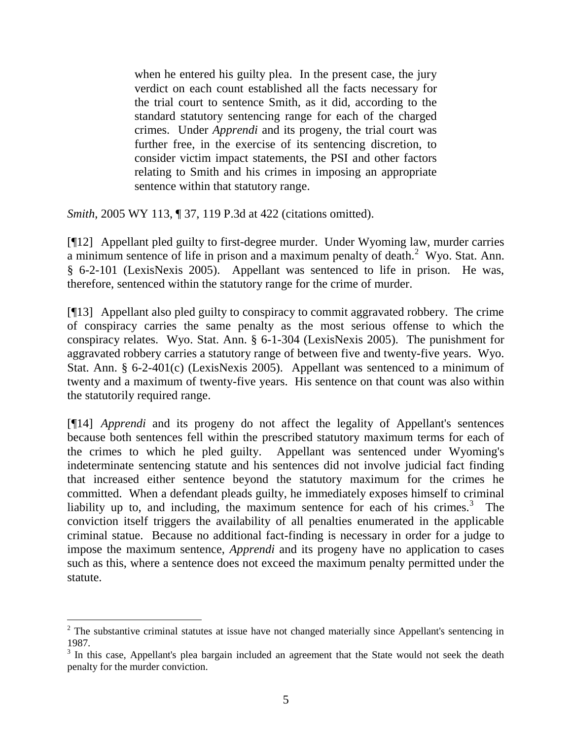> when he entered his guilty plea. In the present case, the jury verdict on each count established all the facts necessary for the trial court to sentence Smith, as it did, according to the standard statutory sentencing range for each of the charged crimes. Under *Apprendi* and its progeny, the trial court was further free, in the exercise of its sentencing discretion, to consider victim impact statements, the PSI and other factors relating to Smith and his crimes in imposing an appropriate sentence within that statutory range.

*Smith*, 2005 WY 113, ¶ 37, 119 P.3d at 422 (citations omitted).

[¶12] Appellant pled guilty to first-degree murder. Under Wyoming law, murder carries a minimum sentence of life in prison and a maximum penalty of death.[2] Wyo. Stat. Ann. § 6-2-101 (LexisNexis 2005). Appellant was sentenced to life in prison. He was, therefore, sentenced within the statutory range for the crime of murder.

[¶13] Appellant also pled guilty to conspiracy to commit aggravated robbery. The crime of conspiracy carries the same penalty as the most serious offense to which the conspiracy relates. Wyo. Stat. Ann. § 6-1-304 (LexisNexis 2005). The punishment for aggravated robbery carries a statutory range of between five and twenty-five years. Wyo. Stat. Ann. § 6-2-401(c) (LexisNexis 2005). Appellant was sentenced to a minimum of twenty and a maximum of twenty-five years. His sentence on that count was also within the statutorily required range.

[¶14] *Apprendi* and its progeny do not affect the legality of Appellant's sentences because both sentences fell within the prescribed statutory maximum terms for each of the crimes to which he pled guilty. Appellant was sentenced under Wyoming's indeterminate sentencing statute and his sentences did not involve judicial fact finding that increased either sentence beyond the statutory maximum for the crimes he committed. When a defendant pleads guilty, he immediately exposes himself to criminal liability up to, and including, the maximum sentence for each of his crimes.[3] The conviction itself triggers the availability of all penalties enumerated in the applicable criminal statue. Because no additional fact-finding is necessary in order for a judge to impose the maximum sentence, *Apprendi* and its progeny have no application to cases such as this, where a sentence does not exceed the maximum penalty permitted under the statute.

---

[2] The substantive criminal statutes at issue have not changed materially since Appellant's sentencing in 1987.

[3] In this case, Appellant's plea bargain included an agreement that the State would not seek the death penalty for the murder conviction.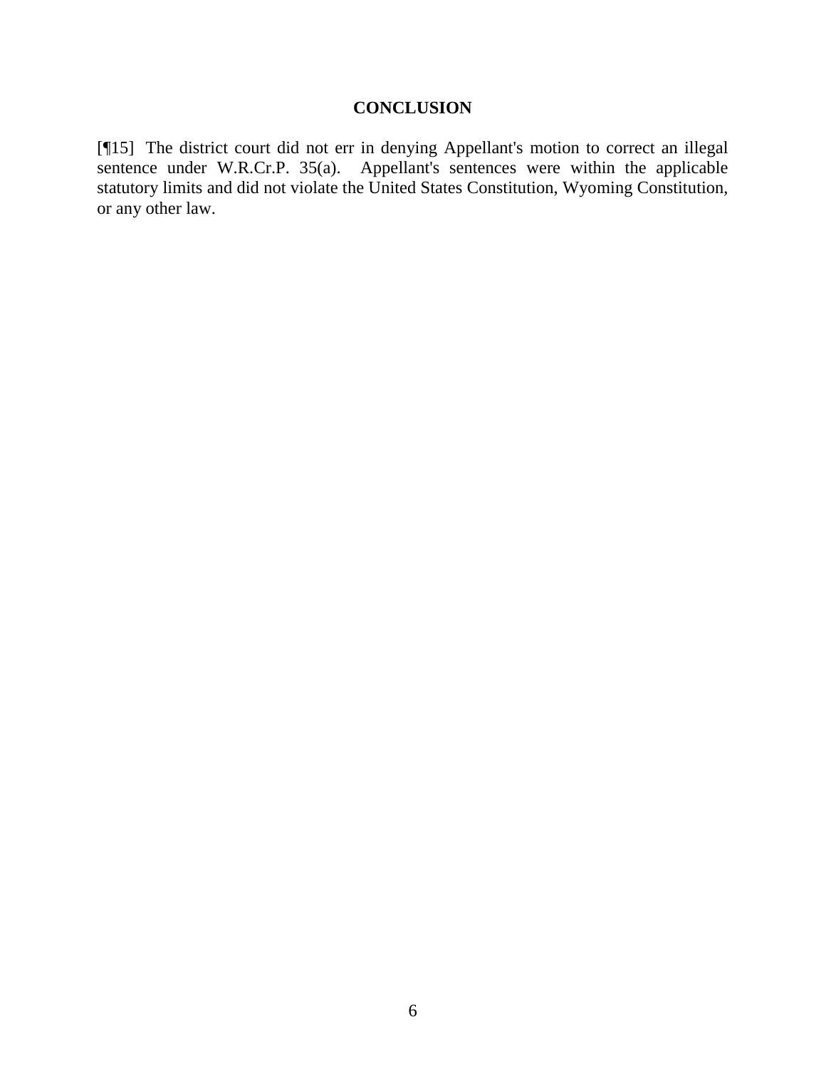## CONCLUSION

[¶15] The district court did not err in denying Appellant's motion to correct an illegal sentence under W.R.Cr.P. 35(a). Appellant's sentences were within the applicable statutory limits and did not violate the United States Constitution, Wyoming Constitution, or any other law.